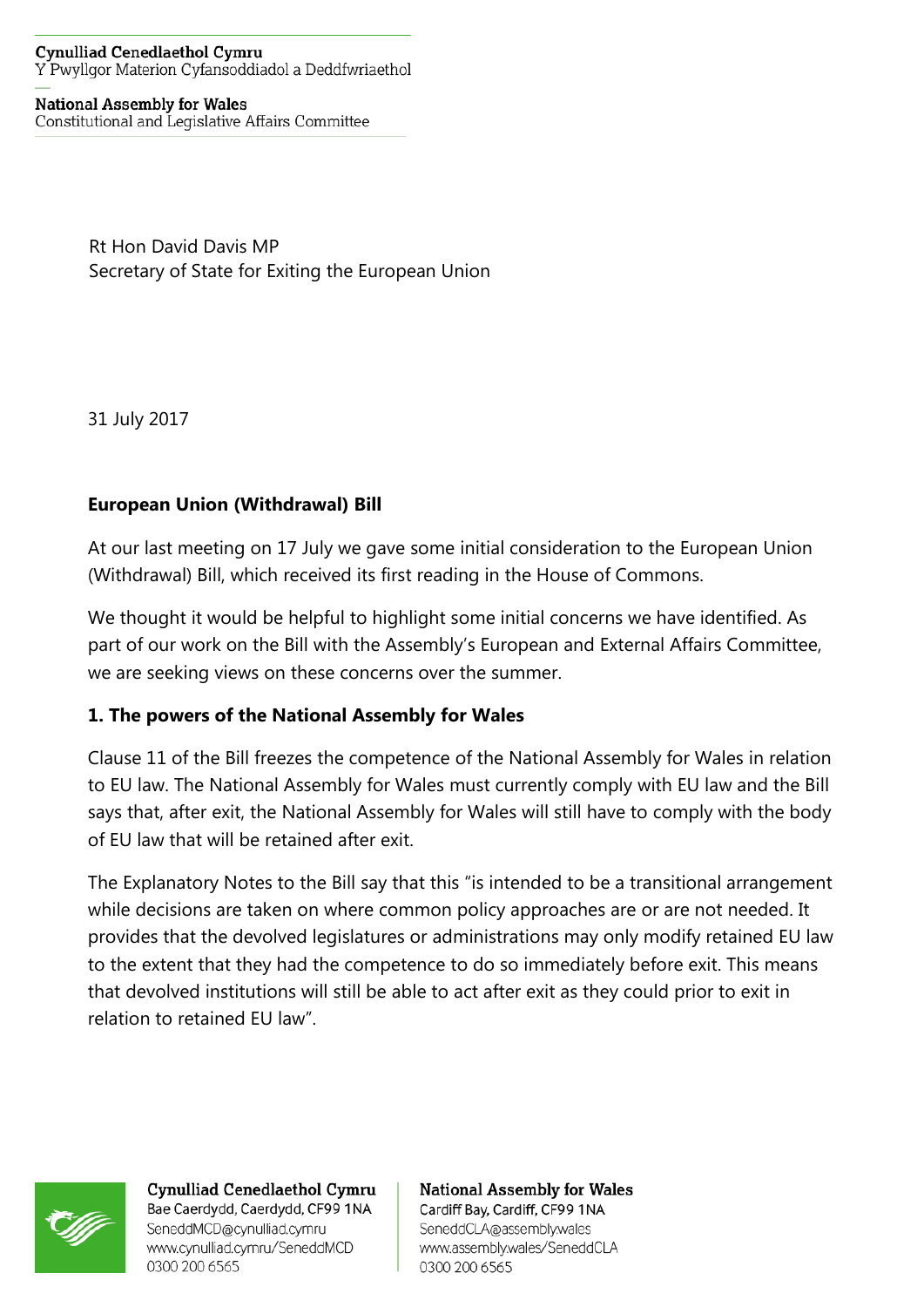**Cynulliad Cenedlaethol Cymru**
Y Pwyllgor Materion Cyfansoddiadol a Deddfwriaethol

**National Assembly for Wales**
Constitutional and Legislative Affairs Committee

Rt Hon David Davis MP
Secretary of State for Exiting the European Union

31 July 2017

**European Union (Withdrawal) Bill**

At our last meeting on 17 July we gave some initial consideration to the European Union (Withdrawal) Bill, which received its first reading in the House of Commons.

We thought it would be helpful to highlight some initial concerns we have identified. As part of our work on the Bill with the Assembly's European and External Affairs Committee, we are seeking views on these concerns over the summer.

**1. The powers of the National Assembly for Wales**

Clause 11 of the Bill freezes the competence of the National Assembly for Wales in relation to EU law. The National Assembly for Wales must currently comply with EU law and the Bill says that, after exit, the National Assembly for Wales will still have to comply with the body of EU law that will be retained after exit.

The Explanatory Notes to the Bill say that this "is intended to be a transitional arrangement while decisions are taken on where common policy approaches are or are not needed. It provides that the devolved legislatures or administrations may only modify retained EU law to the extent that they had the competence to do so immediately before exit. This means that devolved institutions will still be able to act after exit as they could prior to exit in relation to retained EU law".

**Cynulliad Cenedlaethol Cymru**
Bae Caerdydd, Caerdydd, CF99 1NA
SeneddMCD@cynulliad.cymru
www.cynulliad.cymru/SeneddMCD
0300 200 6565

**National Assembly for Wales**
Cardiff Bay, Cardiff, CF99 1NA
SeneddCLA@assembly.wales
www.assembly.wales/SeneddCLA
0300 200 6565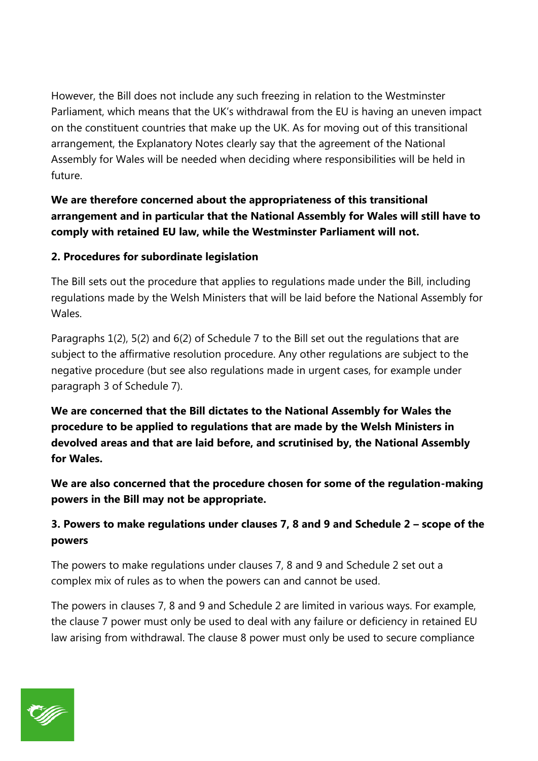However, the Bill does not include any such freezing in relation to the Westminster Parliament, which means that the UK's withdrawal from the EU is having an uneven impact on the constituent countries that make up the UK. As for moving out of this transitional arrangement, the Explanatory Notes clearly say that the agreement of the National Assembly for Wales will be needed when deciding where responsibilities will be held in future.

**We are therefore concerned about the appropriateness of this transitional arrangement and in particular that the National Assembly for Wales will still have to comply with retained EU law, while the Westminster Parliament will not.**

## 2. Procedures for subordinate legislation

The Bill sets out the procedure that applies to regulations made under the Bill, including regulations made by the Welsh Ministers that will be laid before the National Assembly for Wales.

Paragraphs 1(2), 5(2) and 6(2) of Schedule 7 to the Bill set out the regulations that are subject to the affirmative resolution procedure. Any other regulations are subject to the negative procedure (but see also regulations made in urgent cases, for example under paragraph 3 of Schedule 7).

**We are concerned that the Bill dictates to the National Assembly for Wales the procedure to be applied to regulations that are made by the Welsh Ministers in devolved areas and that are laid before, and scrutinised by, the National Assembly for Wales.**

**We are also concerned that the procedure chosen for some of the regulation-making powers in the Bill may not be appropriate.**

## 3. Powers to make regulations under clauses 7, 8 and 9 and Schedule 2 – scope of the powers

The powers to make regulations under clauses 7, 8 and 9 and Schedule 2 set out a complex mix of rules as to when the powers can and cannot be used.

The powers in clauses 7, 8 and 9 and Schedule 2 are limited in various ways. For example, the clause 7 power must only be used to deal with any failure or deficiency in retained EU law arising from withdrawal. The clause 8 power must only be used to secure compliance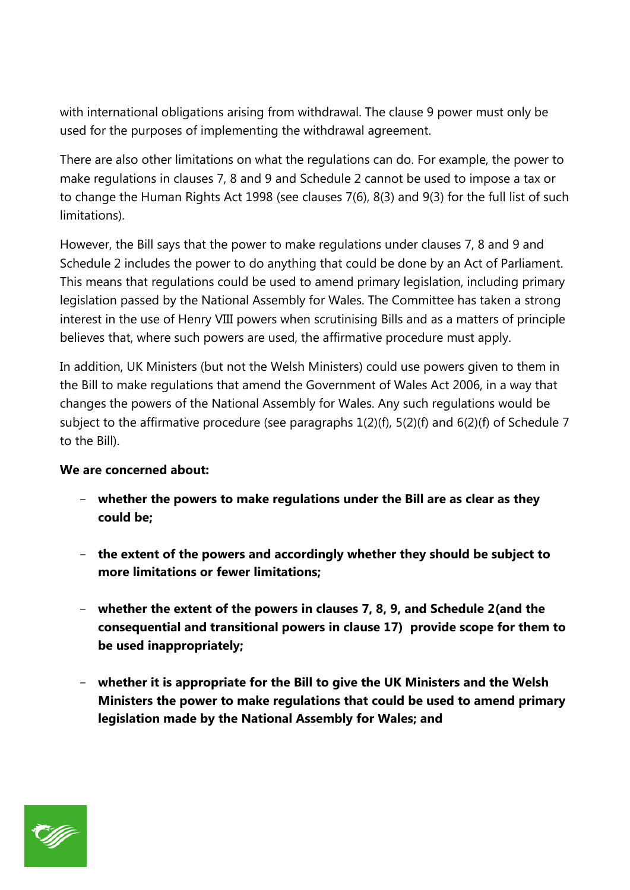with international obligations arising from withdrawal. The clause 9 power must only be used for the purposes of implementing the withdrawal agreement.

There are also other limitations on what the regulations can do. For example, the power to make regulations in clauses 7, 8 and 9 and Schedule 2 cannot be used to impose a tax or to change the Human Rights Act 1998 (see clauses 7(6), 8(3) and 9(3) for the full list of such limitations).

However, the Bill says that the power to make regulations under clauses 7, 8 and 9 and Schedule 2 includes the power to do anything that could be done by an Act of Parliament. This means that regulations could be used to amend primary legislation, including primary legislation passed by the National Assembly for Wales. The Committee has taken a strong interest in the use of Henry VIII powers when scrutinising Bills and as a matters of principle believes that, where such powers are used, the affirmative procedure must apply.

In addition, UK Ministers (but not the Welsh Ministers) could use powers given to them in the Bill to make regulations that amend the Government of Wales Act 2006, in a way that changes the powers of the National Assembly for Wales. Any such regulations would be subject to the affirmative procedure (see paragraphs 1(2)(f), 5(2)(f) and 6(2)(f) of Schedule 7 to the Bill).

**We are concerned about:**

- **whether the powers to make regulations under the Bill are as clear as they could be;**
- **the extent of the powers and accordingly whether they should be subject to more limitations or fewer limitations;**
- **whether the extent of the powers in clauses 7, 8, 9, and Schedule 2(and the consequential and transitional powers in clause 17) provide scope for them to be used inappropriately;**
- **whether it is appropriate for the Bill to give the UK Ministers and the Welsh Ministers the power to make regulations that could be used to amend primary legislation made by the National Assembly for Wales; and**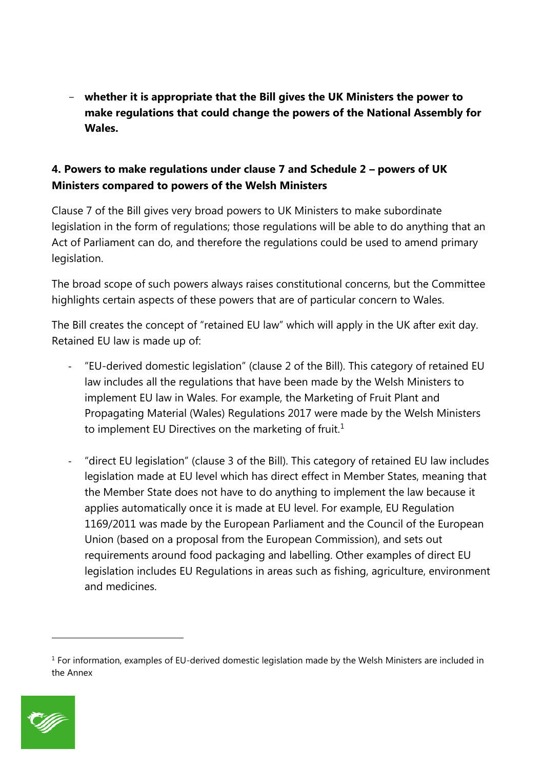- **whether it is appropriate that the Bill gives the UK Ministers the power to make regulations that could change the powers of the National Assembly for Wales.**

### 4. Powers to make regulations under clause 7 and Schedule 2 – powers of UK Ministers compared to powers of the Welsh Ministers

Clause 7 of the Bill gives very broad powers to UK Ministers to make subordinate legislation in the form of regulations; those regulations will be able to do anything that an Act of Parliament can do, and therefore the regulations could be used to amend primary legislation.

The broad scope of such powers always raises constitutional concerns, but the Committee highlights certain aspects of these powers that are of particular concern to Wales.

The Bill creates the concept of "retained EU law" which will apply in the UK after exit day. Retained EU law is made up of:

- "EU-derived domestic legislation" (clause 2 of the Bill). This category of retained EU law includes all the regulations that have been made by the Welsh Ministers to implement EU law in Wales. For example, the Marketing of Fruit Plant and Propagating Material (Wales) Regulations 2017 were made by the Welsh Ministers to implement EU Directives on the marketing of fruit.[1]

- "direct EU legislation" (clause 3 of the Bill). This category of retained EU law includes legislation made at EU level which has direct effect in Member States, meaning that the Member State does not have to do anything to implement the law because it applies automatically once it is made at EU level. For example, EU Regulation 1169/2011 was made by the European Parliament and the Council of the European Union (based on a proposal from the European Commission), and sets out requirements around food packaging and labelling. Other examples of direct EU legislation includes EU Regulations in areas such as fishing, agriculture, environment and medicines.

[1] For information, examples of EU-derived domestic legislation made by the Welsh Ministers are included in the Annex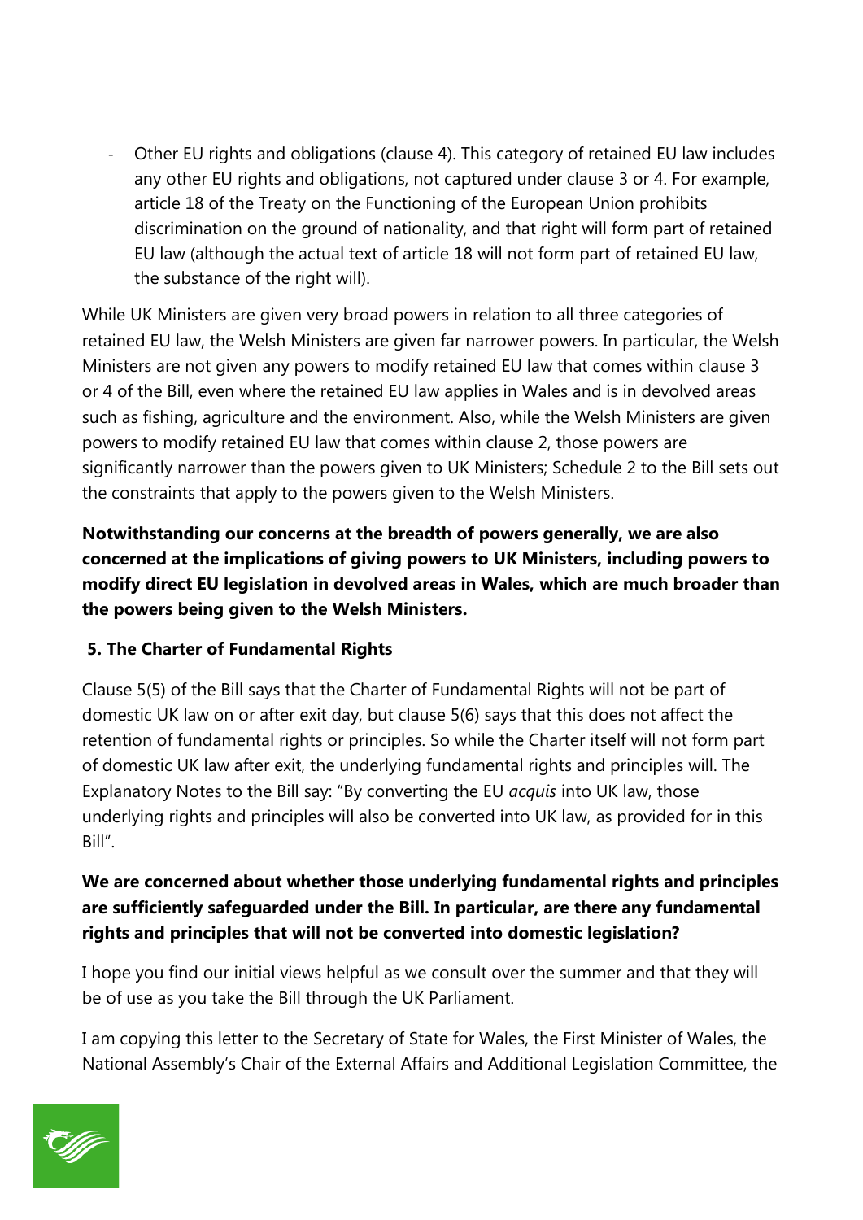- Other EU rights and obligations (clause 4). This category of retained EU law includes any other EU rights and obligations, not captured under clause 3 or 4. For example, article 18 of the Treaty on the Functioning of the European Union prohibits discrimination on the ground of nationality, and that right will form part of retained EU law (although the actual text of article 18 will not form part of retained EU law, the substance of the right will).

While UK Ministers are given very broad powers in relation to all three categories of retained EU law, the Welsh Ministers are given far narrower powers. In particular, the Welsh Ministers are not given any powers to modify retained EU law that comes within clause 3 or 4 of the Bill, even where the retained EU law applies in Wales and is in devolved areas such as fishing, agriculture and the environment. Also, while the Welsh Ministers are given powers to modify retained EU law that comes within clause 2, those powers are significantly narrower than the powers given to UK Ministers; Schedule 2 to the Bill sets out the constraints that apply to the powers given to the Welsh Ministers.

**Notwithstanding our concerns at the breadth of powers generally, we are also concerned at the implications of giving powers to UK Ministers, including powers to modify direct EU legislation in devolved areas in Wales, which are much broader than the powers being given to the Welsh Ministers.**

**5. The Charter of Fundamental Rights**

Clause 5(5) of the Bill says that the Charter of Fundamental Rights will not be part of domestic UK law on or after exit day, but clause 5(6) says that this does not affect the retention of fundamental rights or principles. So while the Charter itself will not form part of domestic UK law after exit, the underlying fundamental rights and principles will. The Explanatory Notes to the Bill say: "By converting the EU *acquis* into UK law, those underlying rights and principles will also be converted into UK law, as provided for in this Bill".

**We are concerned about whether those underlying fundamental rights and principles are sufficiently safeguarded under the Bill. In particular, are there any fundamental rights and principles that will not be converted into domestic legislation?**

I hope you find our initial views helpful as we consult over the summer and that they will be of use as you take the Bill through the UK Parliament.

I am copying this letter to the Secretary of State for Wales, the First Minister of Wales, the National Assembly's Chair of the External Affairs and Additional Legislation Committee, the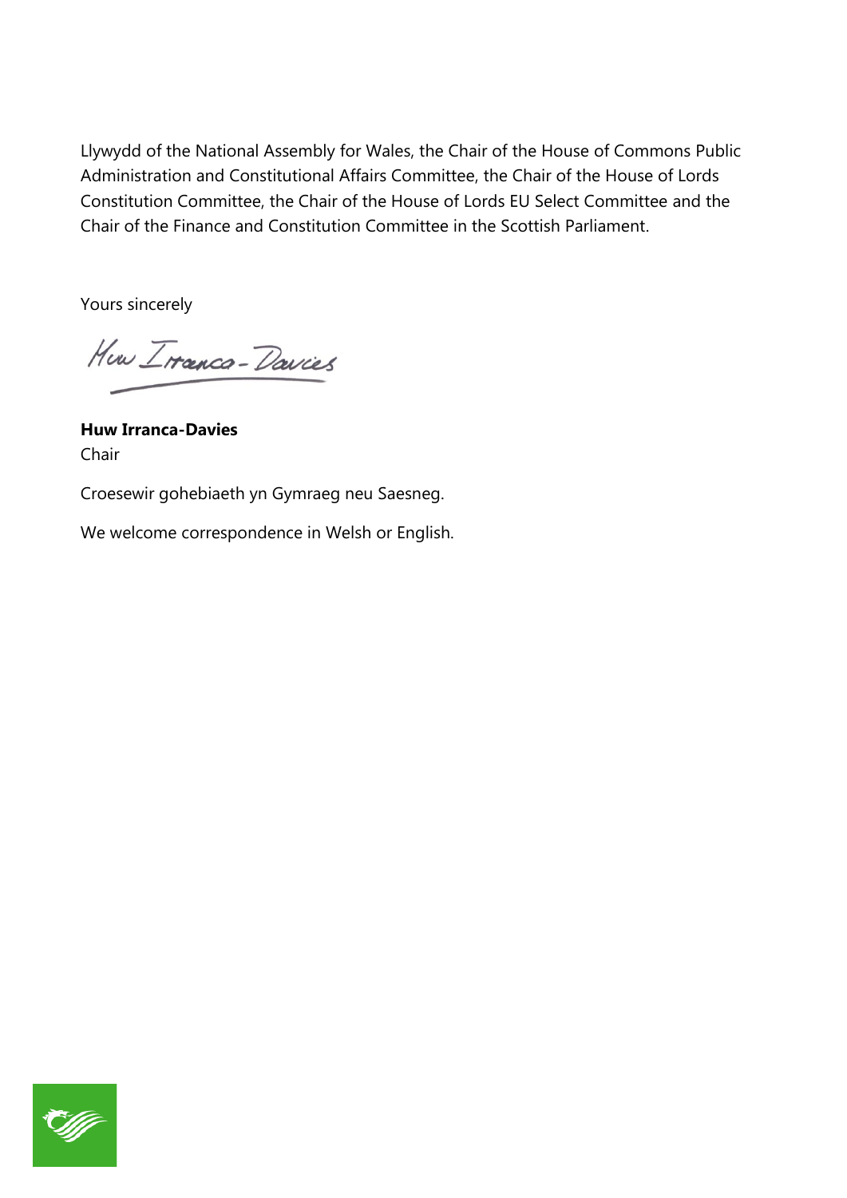Llywydd of the National Assembly for Wales, the Chair of the House of Commons Public Administration and Constitutional Affairs Committee, the Chair of the House of Lords Constitution Committee, the Chair of the House of Lords EU Select Committee and the Chair of the Finance and Constitution Committee in the Scottish Parliament.

Yours sincerely

**Huw Irranca-Davies**
Chair

Croesewir gohebiaeth yn Gymraeg neu Saesneg.

We welcome correspondence in Welsh or English.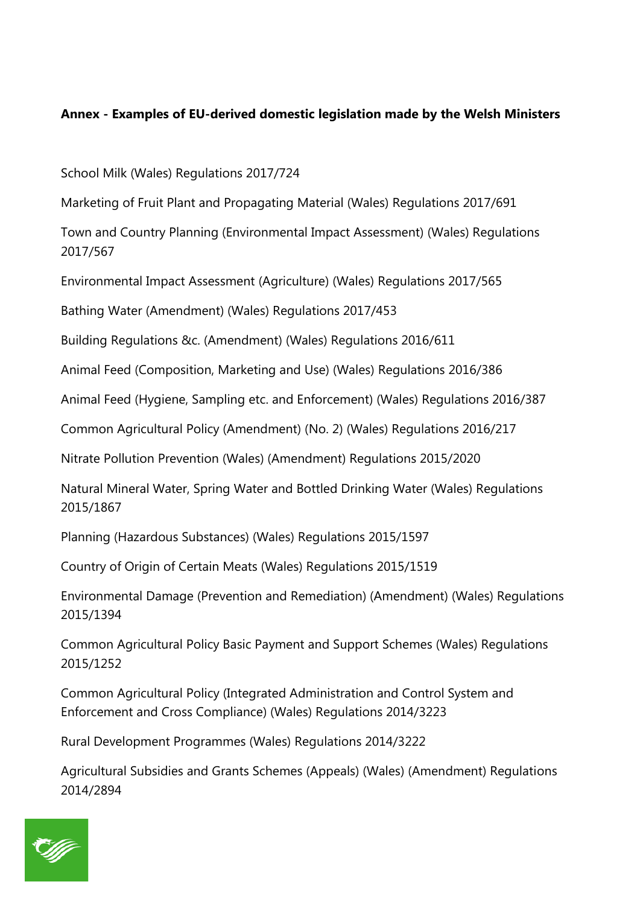**Annex - Examples of EU-derived domestic legislation made by the Welsh Ministers**

School Milk (Wales) Regulations 2017/724

Marketing of Fruit Plant and Propagating Material (Wales) Regulations 2017/691

Town and Country Planning (Environmental Impact Assessment) (Wales) Regulations 2017/567

Environmental Impact Assessment (Agriculture) (Wales) Regulations 2017/565

Bathing Water (Amendment) (Wales) Regulations 2017/453

Building Regulations &c. (Amendment) (Wales) Regulations 2016/611

Animal Feed (Composition, Marketing and Use) (Wales) Regulations 2016/386

Animal Feed (Hygiene, Sampling etc. and Enforcement) (Wales) Regulations 2016/387

Common Agricultural Policy (Amendment) (No. 2) (Wales) Regulations 2016/217

Nitrate Pollution Prevention (Wales) (Amendment) Regulations 2015/2020

Natural Mineral Water, Spring Water and Bottled Drinking Water (Wales) Regulations 2015/1867

Planning (Hazardous Substances) (Wales) Regulations 2015/1597

Country of Origin of Certain Meats (Wales) Regulations 2015/1519

Environmental Damage (Prevention and Remediation) (Amendment) (Wales) Regulations 2015/1394

Common Agricultural Policy Basic Payment and Support Schemes (Wales) Regulations 2015/1252

Common Agricultural Policy (Integrated Administration and Control System and Enforcement and Cross Compliance) (Wales) Regulations 2014/3223

Rural Development Programmes (Wales) Regulations 2014/3222

Agricultural Subsidies and Grants Schemes (Appeals) (Wales) (Amendment) Regulations 2014/2894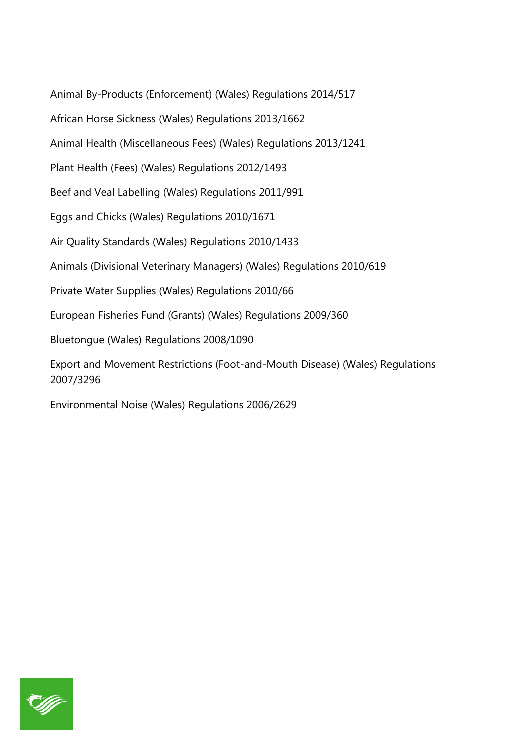Animal By-Products (Enforcement) (Wales) Regulations 2014/517

African Horse Sickness (Wales) Regulations 2013/1662

Animal Health (Miscellaneous Fees) (Wales) Regulations 2013/1241

Plant Health (Fees) (Wales) Regulations 2012/1493

Beef and Veal Labelling (Wales) Regulations 2011/991

Eggs and Chicks (Wales) Regulations 2010/1671

Air Quality Standards (Wales) Regulations 2010/1433

Animals (Divisional Veterinary Managers) (Wales) Regulations 2010/619

Private Water Supplies (Wales) Regulations 2010/66

European Fisheries Fund (Grants) (Wales) Regulations 2009/360

Bluetongue (Wales) Regulations 2008/1090

Export and Movement Restrictions (Foot-and-Mouth Disease) (Wales) Regulations 2007/3296

Environmental Noise (Wales) Regulations 2006/2629